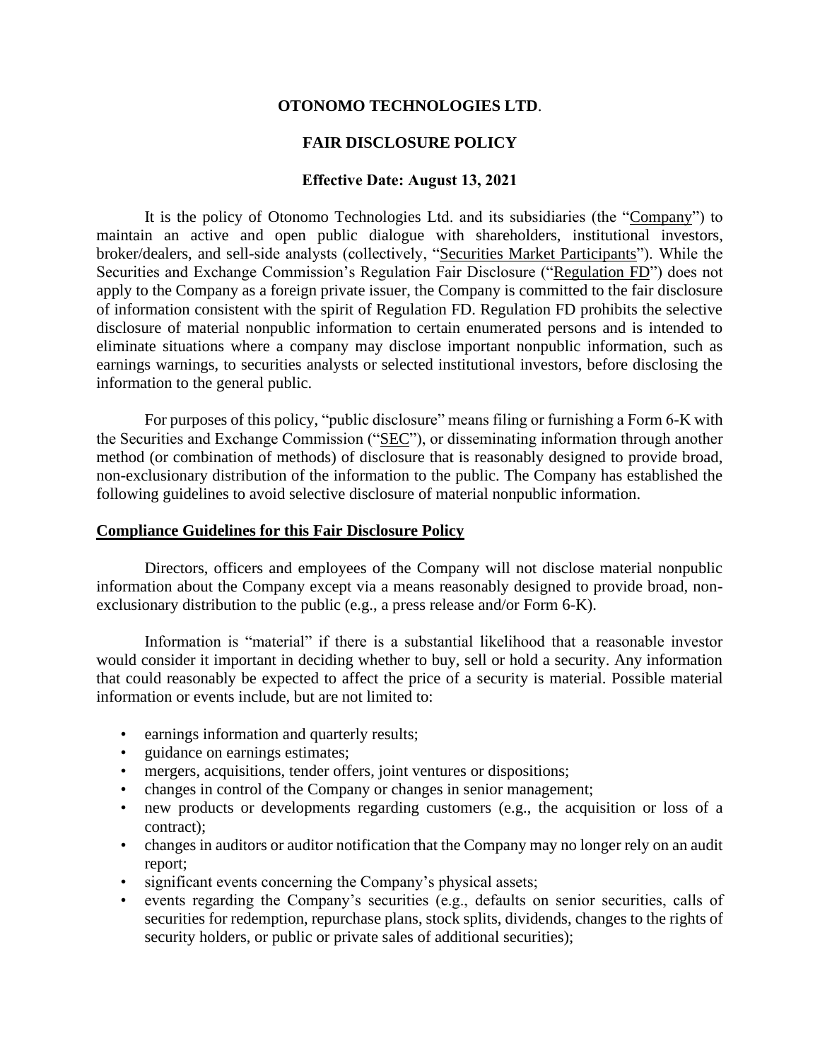**OTONOMO TECHNOLOGIES LTD**.

**FAIR DISCLOSURE POLICY**

**Effective Date: August 13, 2021**

It is the policy of Otonomo Technologies Ltd. and its subsidiaries (the "Company") to maintain an active and open public dialogue with shareholders, institutional investors, broker/dealers, and sell-side analysts (collectively, "Securities Market Participants"). While the Securities and Exchange Commission's Regulation Fair Disclosure ("Regulation FD") does not apply to the Company as a foreign private issuer, the Company is committed to the fair disclosure of information consistent with the spirit of Regulation FD. Regulation FD prohibits the selective disclosure of material nonpublic information to certain enumerated persons and is intended to eliminate situations where a company may disclose important nonpublic information, such as earnings warnings, to securities analysts or selected institutional investors, before disclosing the information to the general public.

For purposes of this policy, "public disclosure" means filing or furnishing a Form 6-K with the Securities and Exchange Commission ("SEC"), or disseminating information through another method (or combination of methods) of disclosure that is reasonably designed to provide broad, non-exclusionary distribution of the information to the public. The Company has established the following guidelines to avoid selective disclosure of material nonpublic information.

## Compliance Guidelines for this Fair Disclosure Policy

Directors, officers and employees of the Company will not disclose material nonpublic information about the Company except via a means reasonably designed to provide broad, non-exclusionary distribution to the public (e.g., a press release and/or Form 6-K).

Information is "material" if there is a substantial likelihood that a reasonable investor would consider it important in deciding whether to buy, sell or hold a security. Any information that could reasonably be expected to affect the price of a security is material. Possible material information or events include, but are not limited to:

- earnings information and quarterly results;
- guidance on earnings estimates;
- mergers, acquisitions, tender offers, joint ventures or dispositions;
- changes in control of the Company or changes in senior management;
- new products or developments regarding customers (e.g., the acquisition or loss of a contract);
- changes in auditors or auditor notification that the Company may no longer rely on an audit report;
- significant events concerning the Company's physical assets;
- events regarding the Company's securities (e.g., defaults on senior securities, calls of securities for redemption, repurchase plans, stock splits, dividends, changes to the rights of security holders, or public or private sales of additional securities);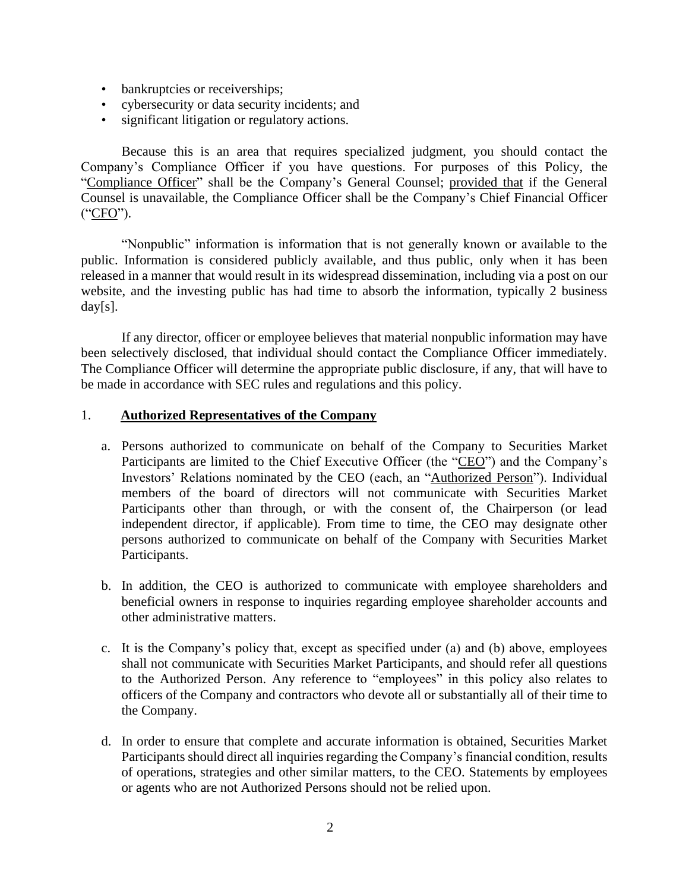- bankruptcies or receiverships;
- cybersecurity or data security incidents; and
- significant litigation or regulatory actions.

Because this is an area that requires specialized judgment, you should contact the Company's Compliance Officer if you have questions. For purposes of this Policy, the "Compliance Officer" shall be the Company's General Counsel; provided that if the General Counsel is unavailable, the Compliance Officer shall be the Company's Chief Financial Officer ("CFO").

"Nonpublic" information is information that is not generally known or available to the public. Information is considered publicly available, and thus public, only when it has been released in a manner that would result in its widespread dissemination, including via a post on our website, and the investing public has had time to absorb the information, typically 2 business day[s].

If any director, officer or employee believes that material nonpublic information may have been selectively disclosed, that individual should contact the Compliance Officer immediately. The Compliance Officer will determine the appropriate public disclosure, if any, that will have to be made in accordance with SEC rules and regulations and this policy.

## 1. **Authorized Representatives of the Company**

a. Persons authorized to communicate on behalf of the Company to Securities Market Participants are limited to the Chief Executive Officer (the "CEO") and the Company's Investors' Relations nominated by the CEO (each, an "Authorized Person"). Individual members of the board of directors will not communicate with Securities Market Participants other than through, or with the consent of, the Chairperson (or lead independent director, if applicable). From time to time, the CEO may designate other persons authorized to communicate on behalf of the Company with Securities Market Participants.

b. In addition, the CEO is authorized to communicate with employee shareholders and beneficial owners in response to inquiries regarding employee shareholder accounts and other administrative matters.

c. It is the Company's policy that, except as specified under (a) and (b) above, employees shall not communicate with Securities Market Participants, and should refer all questions to the Authorized Person. Any reference to "employees" in this policy also relates to officers of the Company and contractors who devote all or substantially all of their time to the Company.

d. In order to ensure that complete and accurate information is obtained, Securities Market Participants should direct all inquiries regarding the Company's financial condition, results of operations, strategies and other similar matters, to the CEO. Statements by employees or agents who are not Authorized Persons should not be relied upon.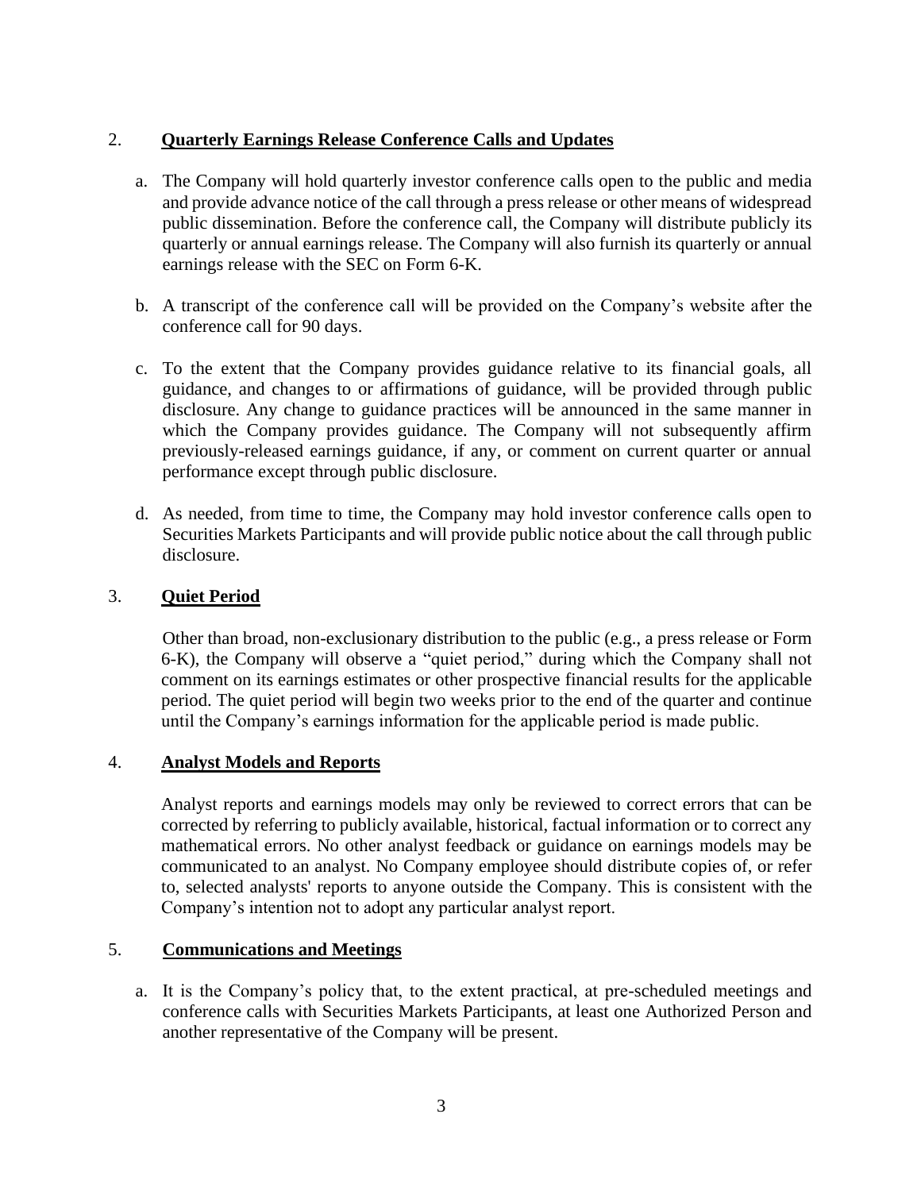## 2. **Quarterly Earnings Release Conference Calls and Updates**

a. The Company will hold quarterly investor conference calls open to the public and media and provide advance notice of the call through a press release or other means of widespread public dissemination. Before the conference call, the Company will distribute publicly its quarterly or annual earnings release. The Company will also furnish its quarterly or annual earnings release with the SEC on Form 6-K.

b. A transcript of the conference call will be provided on the Company's website after the conference call for 90 days.

c. To the extent that the Company provides guidance relative to its financial goals, all guidance, and changes to or affirmations of guidance, will be provided through public disclosure. Any change to guidance practices will be announced in the same manner in which the Company provides guidance. The Company will not subsequently affirm previously-released earnings guidance, if any, or comment on current quarter or annual performance except through public disclosure.

d. As needed, from time to time, the Company may hold investor conference calls open to Securities Markets Participants and will provide public notice about the call through public disclosure.

## 3. **Quiet Period**

Other than broad, non-exclusionary distribution to the public (e.g., a press release or Form 6-K), the Company will observe a "quiet period," during which the Company shall not comment on its earnings estimates or other prospective financial results for the applicable period. The quiet period will begin two weeks prior to the end of the quarter and continue until the Company's earnings information for the applicable period is made public.

## 4. **Analyst Models and Reports**

Analyst reports and earnings models may only be reviewed to correct errors that can be corrected by referring to publicly available, historical, factual information or to correct any mathematical errors. No other analyst feedback or guidance on earnings models may be communicated to an analyst. No Company employee should distribute copies of, or refer to, selected analysts' reports to anyone outside the Company. This is consistent with the Company's intention not to adopt any particular analyst report.

## 5. **Communications and Meetings**

a. It is the Company's policy that, to the extent practical, at pre-scheduled meetings and conference calls with Securities Markets Participants, at least one Authorized Person and another representative of the Company will be present.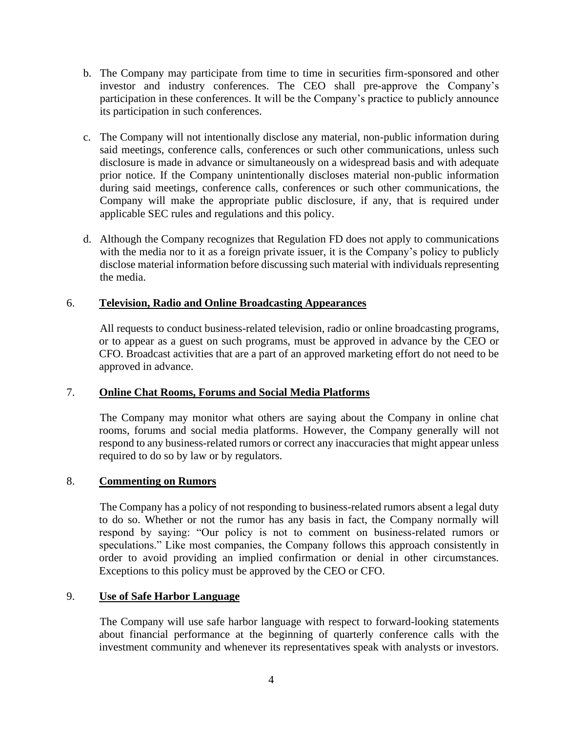b. The Company may participate from time to time in securities firm-sponsored and other investor and industry conferences. The CEO shall pre-approve the Company's participation in these conferences. It will be the Company's practice to publicly announce its participation in such conferences.

c. The Company will not intentionally disclose any material, non-public information during said meetings, conference calls, conferences or such other communications, unless such disclosure is made in advance or simultaneously on a widespread basis and with adequate prior notice. If the Company unintentionally discloses material non-public information during said meetings, conference calls, conferences or such other communications, the Company will make the appropriate public disclosure, if any, that is required under applicable SEC rules and regulations and this policy.

d. Although the Company recognizes that Regulation FD does not apply to communications with the media nor to it as a foreign private issuer, it is the Company's policy to publicly disclose material information before discussing such material with individuals representing the media.

6. **<u>Television, Radio and Online Broadcasting Appearances</u>**

All requests to conduct business-related television, radio or online broadcasting programs, or to appear as a guest on such programs, must be approved in advance by the CEO or CFO. Broadcast activities that are a part of an approved marketing effort do not need to be approved in advance.

7. **<u>Online Chat Rooms, Forums and Social Media Platforms</u>**

The Company may monitor what others are saying about the Company in online chat rooms, forums and social media platforms. However, the Company generally will not respond to any business-related rumors or correct any inaccuracies that might appear unless required to do so by law or by regulators.

8. **<u>Commenting on Rumors</u>**

The Company has a policy of not responding to business-related rumors absent a legal duty to do so. Whether or not the rumor has any basis in fact, the Company normally will respond by saying: "Our policy is not to comment on business-related rumors or speculations." Like most companies, the Company follows this approach consistently in order to avoid providing an implied confirmation or denial in other circumstances. Exceptions to this policy must be approved by the CEO or CFO.

9. **<u>Use of Safe Harbor Language</u>**

The Company will use safe harbor language with respect to forward-looking statements about financial performance at the beginning of quarterly conference calls with the investment community and whenever its representatives speak with analysts or investors.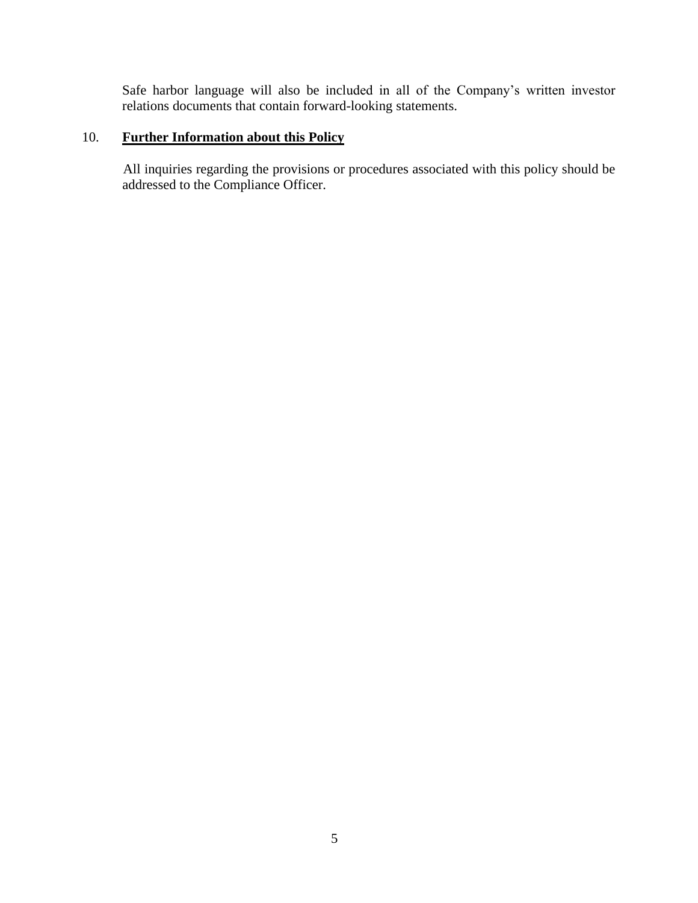Safe harbor language will also be included in all of the Company's written investor relations documents that contain forward-looking statements.

## 10. **Further Information about this Policy**

All inquiries regarding the provisions or procedures associated with this policy should be addressed to the Compliance Officer.